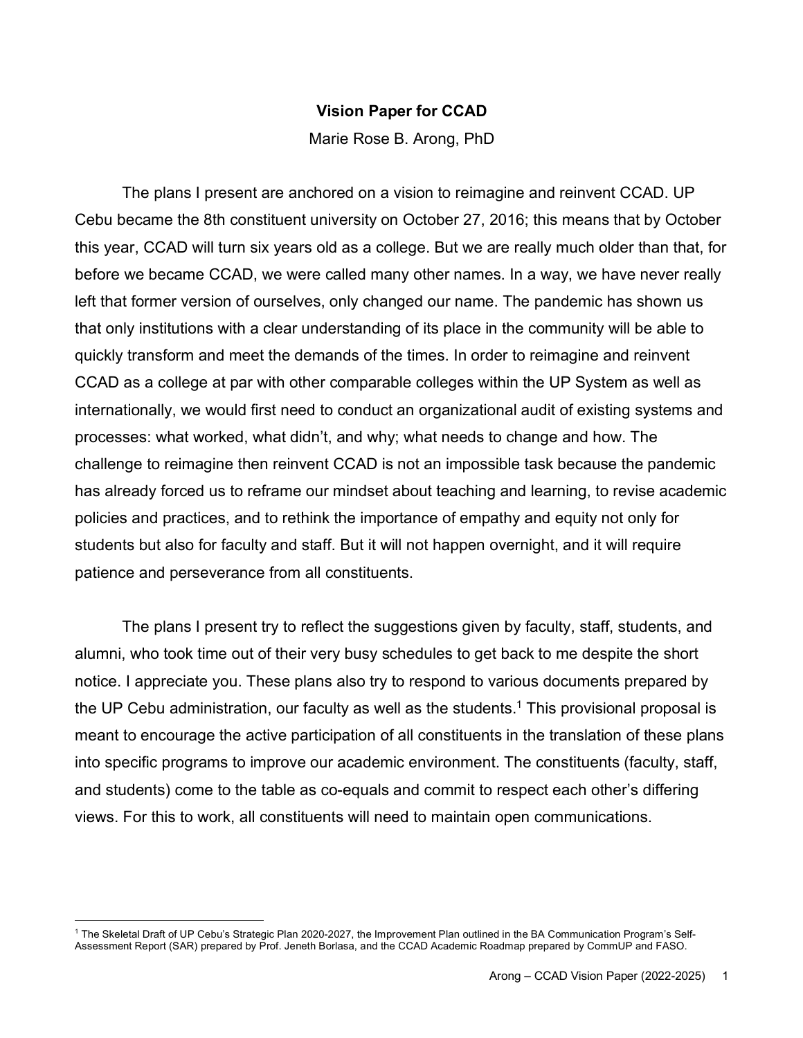# Vision Paper for CCAD

Marie Rose B. Arong, PhD

The plans I present are anchored on a vision to reimagine and reinvent CCAD. UP Cebu became the 8th constituent university on October 27, 2016; this means that by October this year, CCAD will turn six years old as a college. But we are really much older than that, for before we became CCAD, we were called many other names. In a way, we have never really left that former version of ourselves, only changed our name. The pandemic has shown us that only institutions with a clear understanding of its place in the community will be able to quickly transform and meet the demands of the times. In order to reimagine and reinvent CCAD as a college at par with other comparable colleges within the UP System as well as internationally, we would first need to conduct an organizational audit of existing systems and processes: what worked, what didn't, and why; what needs to change and how. The challenge to reimagine then reinvent CCAD is not an impossible task because the pandemic has already forced us to reframe our mindset about teaching and learning, to revise academic policies and practices, and to rethink the importance of empathy and equity not only for students but also for faculty and staff. But it will not happen overnight, and it will require patience and perseverance from all constituents.

The plans I present try to reflect the suggestions given by faculty, staff, students, and alumni, who took time out of their very busy schedules to get back to me despite the short notice. I appreciate you. These plans also try to respond to various documents prepared by the UP Cebu administration, our faculty as well as the students.[1] This provisional proposal is meant to encourage the active participation of all constituents in the translation of these plans into specific programs to improve our academic environment. The constituents (faculty, staff, and students) come to the table as co-equals and commit to respect each other's differing views. For this to work, all constituents will need to maintain open communications.

[1] The Skeletal Draft of UP Cebu's Strategic Plan 2020-2027, the Improvement Plan outlined in the BA Communication Program's Self-Assessment Report (SAR) prepared by Prof. Jeneth Borlasa, and the CCAD Academic Roadmap prepared by CommUP and FASO.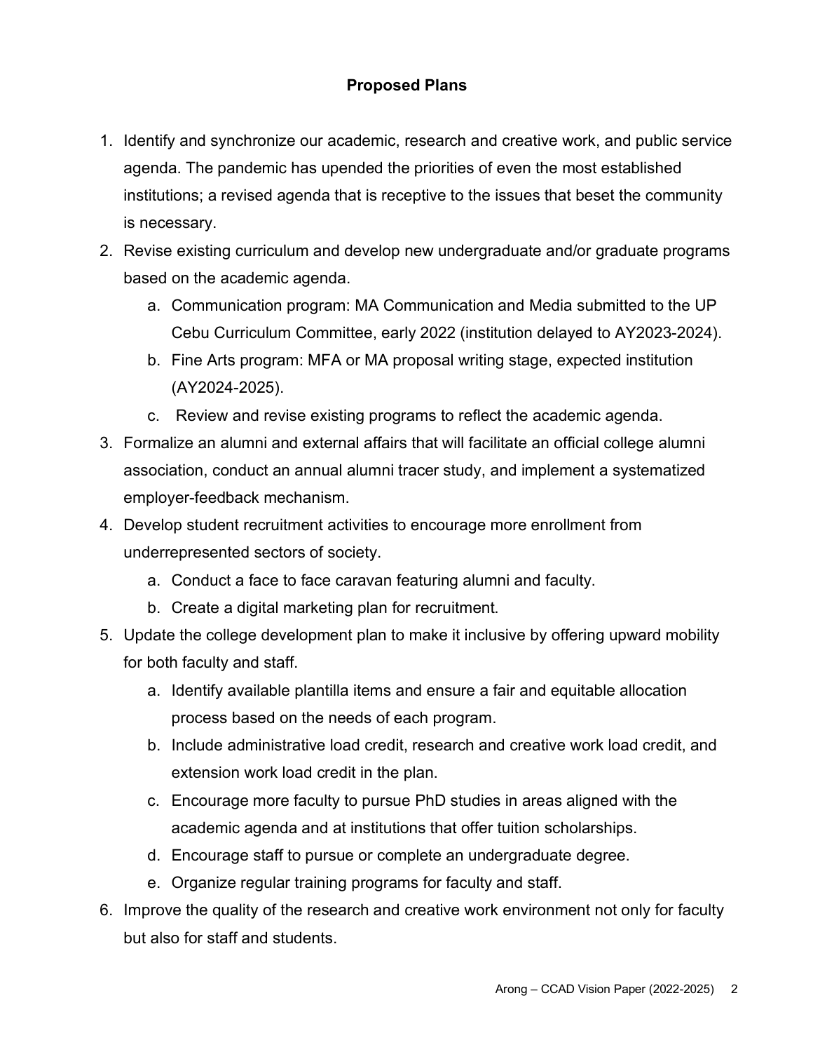## Proposed Plans

1. Identify and synchronize our academic, research and creative work, and public service agenda. The pandemic has upended the priorities of even the most established institutions; a revised agenda that is receptive to the issues that beset the community is necessary.
2. Revise existing curriculum and develop new undergraduate and/or graduate programs based on the academic agenda.
    a. Communication program: MA Communication and Media submitted to the UP Cebu Curriculum Committee, early 2022 (institution delayed to AY2023-2024).
    b. Fine Arts program: MFA or MA proposal writing stage, expected institution (AY2024-2025).
    c. Review and revise existing programs to reflect the academic agenda.
3. Formalize an alumni and external affairs that will facilitate an official college alumni association, conduct an annual alumni tracer study, and implement a systematized employer-feedback mechanism.
4. Develop student recruitment activities to encourage more enrollment from underrepresented sectors of society.
    a. Conduct a face to face caravan featuring alumni and faculty.
    b. Create a digital marketing plan for recruitment.
5. Update the college development plan to make it inclusive by offering upward mobility for both faculty and staff.
    a. Identify available plantilla items and ensure a fair and equitable allocation process based on the needs of each program.
    b. Include administrative load credit, research and creative work load credit, and extension work load credit in the plan.
    c. Encourage more faculty to pursue PhD studies in areas aligned with the academic agenda and at institutions that offer tuition scholarships.
    d. Encourage staff to pursue or complete an undergraduate degree.
    e. Organize regular training programs for faculty and staff.
6. Improve the quality of the research and creative work environment not only for faculty but also for staff and students.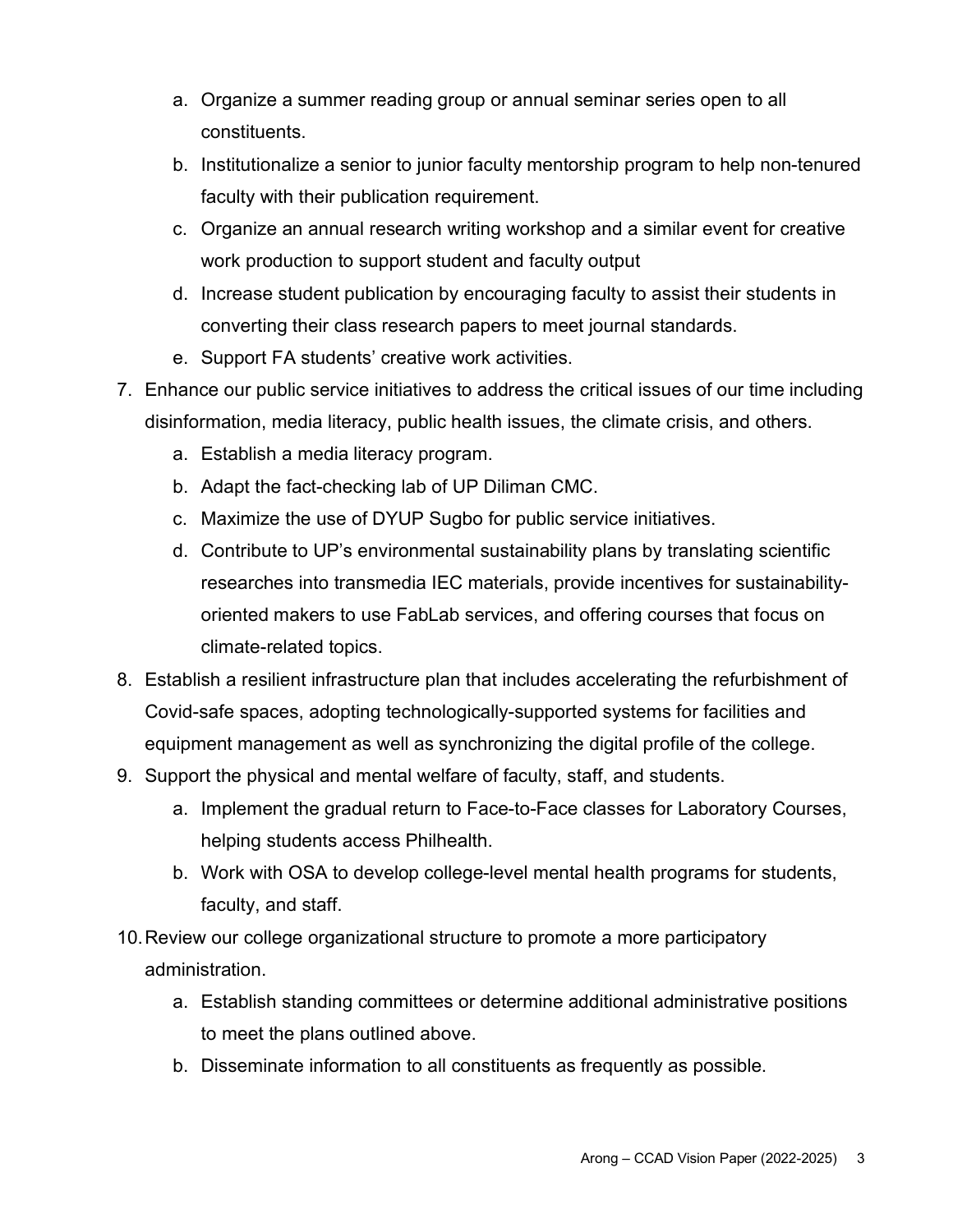a. Organize a summer reading group or annual seminar series open to all constituents.
   b. Institutionalize a senior to junior faculty mentorship program to help non-tenured faculty with their publication requirement.
   c. Organize an annual research writing workshop and a similar event for creative work production to support student and faculty output
   d. Increase student publication by encouraging faculty to assist their students in converting their class research papers to meet journal standards.
   e. Support FA students' creative work activities.
7. Enhance our public service initiatives to address the critical issues of our time including disinformation, media literacy, public health issues, the climate crisis, and others.
   a. Establish a media literacy program.
   b. Adapt the fact-checking lab of UP Diliman CMC.
   c. Maximize the use of DYUP Sugbo for public service initiatives.
   d. Contribute to UP's environmental sustainability plans by translating scientific researches into transmedia IEC materials, provide incentives for sustainability-oriented makers to use FabLab services, and offering courses that focus on climate-related topics.
8. Establish a resilient infrastructure plan that includes accelerating the refurbishment of Covid-safe spaces, adopting technologically-supported systems for facilities and equipment management as well as synchronizing the digital profile of the college.
9. Support the physical and mental welfare of faculty, staff, and students.
   a. Implement the gradual return to Face-to-Face classes for Laboratory Courses, helping students access Philhealth.
   b. Work with OSA to develop college-level mental health programs for students, faculty, and staff.
10. Review our college organizational structure to promote a more participatory administration.
    a. Establish standing committees or determine additional administrative positions to meet the plans outlined above.
    b. Disseminate information to all constituents as frequently as possible.